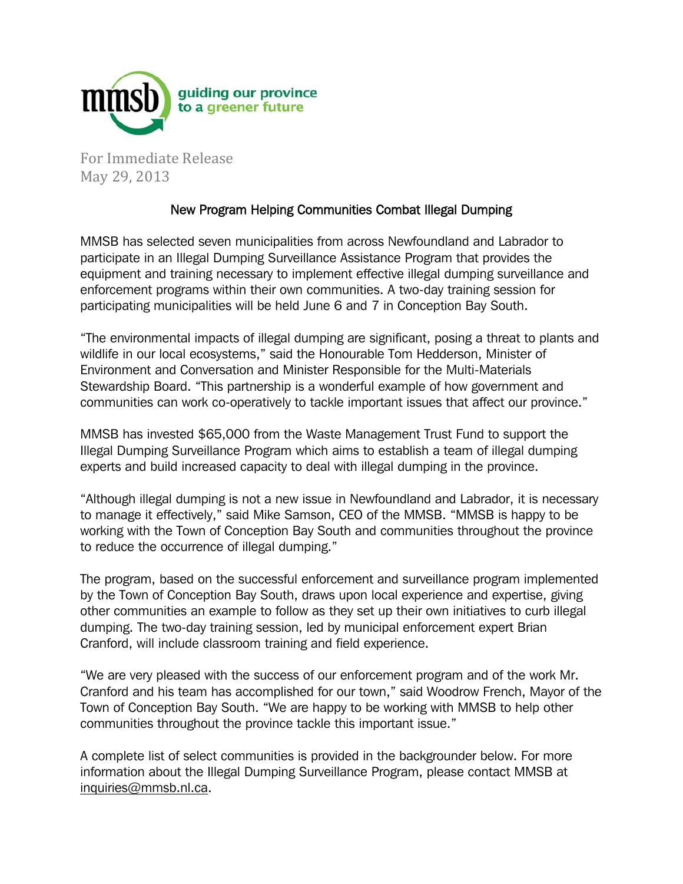mmsb guiding our province to a greener future

For Immediate Release
May 29, 2013

## New Program Helping Communities Combat Illegal Dumping

MMSB has selected seven municipalities from across Newfoundland and Labrador to participate in an Illegal Dumping Surveillance Assistance Program that provides the equipment and training necessary to implement effective illegal dumping surveillance and enforcement programs within their own communities. A two-day training session for participating municipalities will be held June 6 and 7 in Conception Bay South.

"The environmental impacts of illegal dumping are significant, posing a threat to plants and wildlife in our local ecosystems," said the Honourable Tom Hedderson, Minister of Environment and Conversation and Minister Responsible for the Multi-Materials Stewardship Board. "This partnership is a wonderful example of how government and communities can work co-operatively to tackle important issues that affect our province."

MMSB has invested $65,000 from the Waste Management Trust Fund to support the Illegal Dumping Surveillance Program which aims to establish a team of illegal dumping experts and build increased capacity to deal with illegal dumping in the province.

"Although illegal dumping is not a new issue in Newfoundland and Labrador, it is necessary to manage it effectively," said Mike Samson, CEO of the MMSB. "MMSB is happy to be working with the Town of Conception Bay South and communities throughout the province to reduce the occurrence of illegal dumping."

The program, based on the successful enforcement and surveillance program implemented by the Town of Conception Bay South, draws upon local experience and expertise, giving other communities an example to follow as they set up their own initiatives to curb illegal dumping. The two-day training session, led by municipal enforcement expert Brian Cranford, will include classroom training and field experience.

"We are very pleased with the success of our enforcement program and of the work Mr. Cranford and his team has accomplished for our town," said Woodrow French, Mayor of the Town of Conception Bay South. "We are happy to be working with MMSB to help other communities throughout the province tackle this important issue."

A complete list of select communities is provided in the backgrounder below. For more information about the Illegal Dumping Surveillance Program, please contact MMSB at inquiries@mmsb.nl.ca.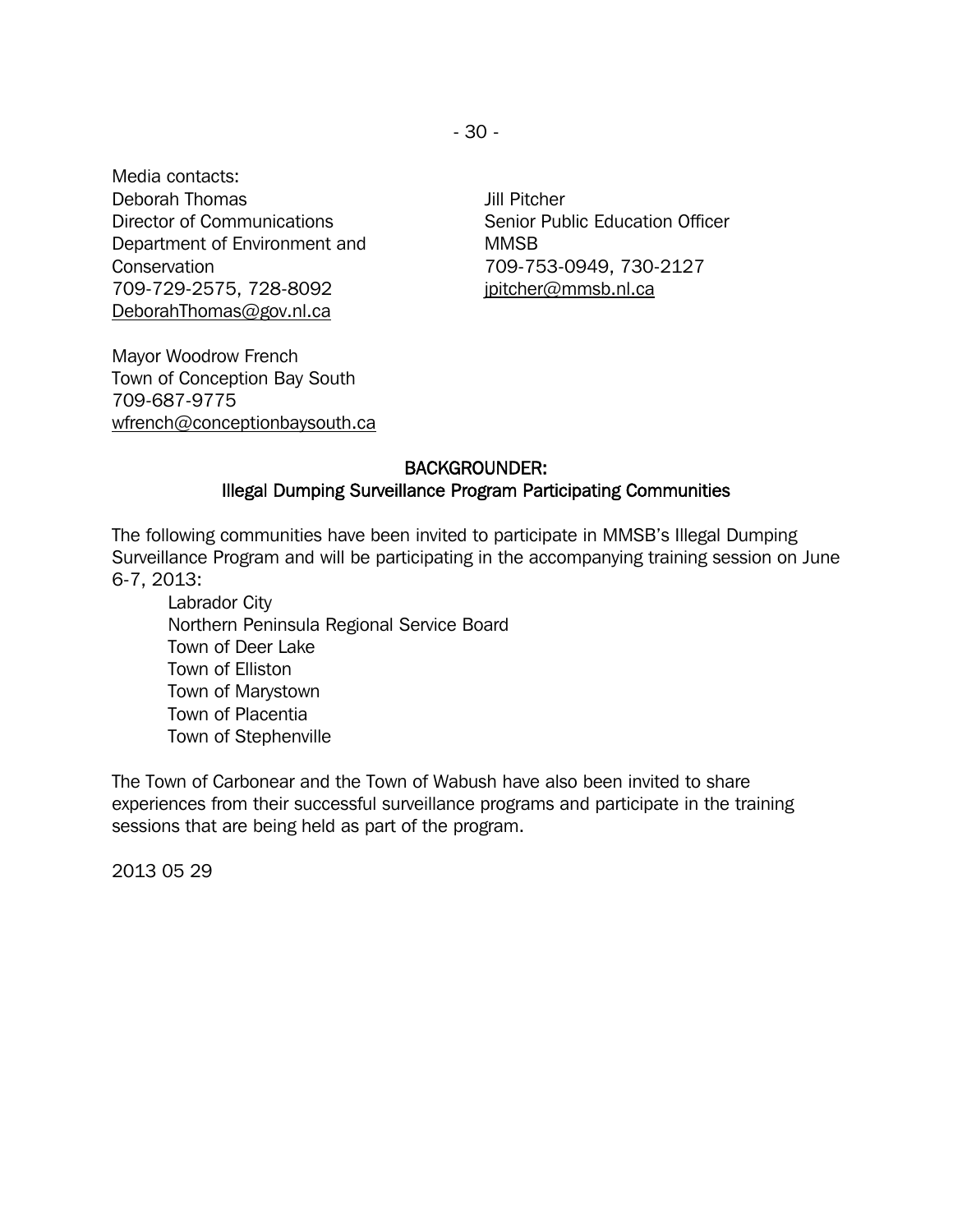Media contacts:

Deborah Thomas
Director of Communications
Department of Environment and Conservation
709-729-2575, 728-8092
DeborahThomas@gov.nl.ca

Jill Pitcher
Senior Public Education Officer
MMSB
709-753-0949, 730-2127
jpitcher@mmsb.nl.ca

Mayor Woodrow French
Town of Conception Bay South
709-687-9775
wfrench@conceptionbaysouth.ca

## BACKGROUNDER:
## Illegal Dumping Surveillance Program Participating Communities

The following communities have been invited to participate in MMSB's Illegal Dumping Surveillance Program and will be participating in the accompanying training session on June 6-7, 2013:

- Labrador City
- Northern Peninsula Regional Service Board
- Town of Deer Lake
- Town of Elliston
- Town of Marystown
- Town of Placentia
- Town of Stephenville

The Town of Carbonear and the Town of Wabush have also been invited to share experiences from their successful surveillance programs and participate in the training sessions that are being held as part of the program.

2013 05 29